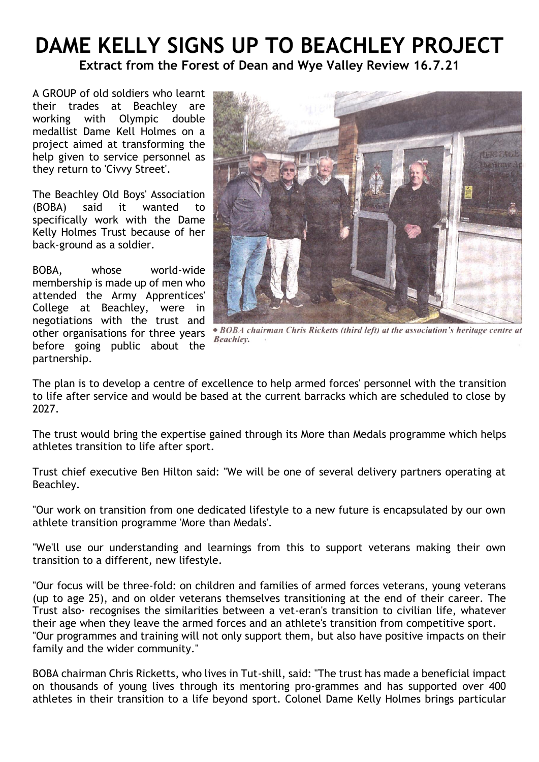# DAME KELLY SIGNS UP TO BEACHLEY PROJECT

**Extract from the Forest of Dean and Wye Valley Review 16.7.21**

A GROUP of old soldiers who learnt their trades at Beachley are working with Olympic double medallist Dame Kell Holmes on a project aimed at transforming the help given to service personnel as they return to 'Civvy Street'.

The Beachley Old Boys' Association (BOBA) said it wanted to specifically work with the Dame Kelly Holmes Trust because of her back-ground as a soldier.

BOBA, whose world-wide membership is made up of men who attended the Army Apprentices' College at Beachley, were in negotiations with the trust and other organisations for three years before going public about the partnership.

*• BOBA chairman Chris Ricketts (third left) at the association's heritage centre at Beachley.*

The plan is to develop a centre of excellence to help armed forces' personnel with the transition to life after service and would be based at the current barracks which are scheduled to close by 2027.

The trust would bring the expertise gained through its More than Medals programme which helps athletes transition to life after sport.

Trust chief executive Ben Hilton said: "We will be one of several delivery partners operating at Beachley.

"Our work on transition from one dedicated lifestyle to a new future is encapsulated by our own athlete transition programme 'More than Medals'.

"We'll use our understanding and learnings from this to support veterans making their own transition to a different, new lifestyle.

"Our focus will be three-fold: on children and families of armed forces veterans, young veterans (up to age 25), and on older veterans themselves transitioning at the end of their career. The Trust also· recognises the similarities between a vet-eran's transition to civilian life, whatever their age when they leave the armed forces and an athlete's transition from competitive sport.
"Our programmes and training will not only support them, but also have positive impacts on their family and the wider community."

BOBA chairman Chris Ricketts, who lives in Tut-shill, said: "The trust has made a beneficial impact on thousands of young lives through its mentoring pro-grammes and has supported over 400 athletes in their transition to a life beyond sport. Colonel Dame Kelly Holmes brings particular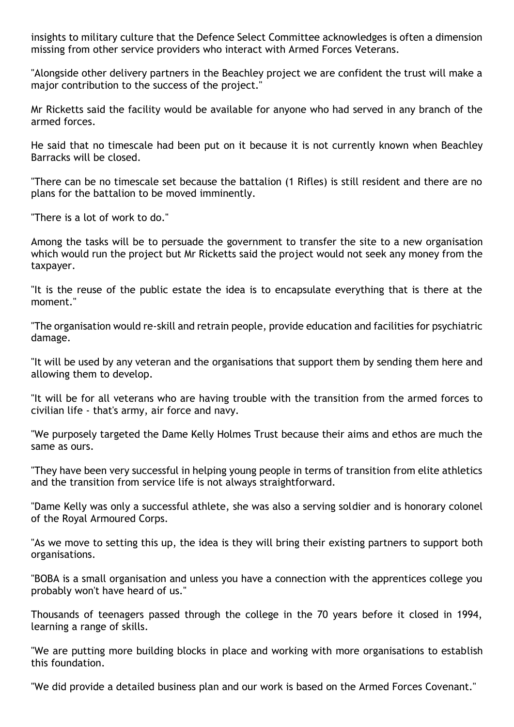insights to military culture that the Defence Select Committee acknowledges is often a dimension missing from other service providers who interact with Armed Forces Veterans.

"Alongside other delivery partners in the Beachley project we are confident the trust will make a major contribution to the success of the project."

Mr Ricketts said the facility would be available for anyone who had served in any branch of the armed forces.

He said that no timescale had been put on it because it is not currently known when Beachley Barracks will be closed.

"There can be no timescale set because the battalion (1 Rifles) is still resident and there are no plans for the battalion to be moved imminently.

"There is a lot of work to do."

Among the tasks will be to persuade the government to transfer the site to a new organisation which would run the project but Mr Ricketts said the project would not seek any money from the taxpayer.

"It is the reuse of the public estate the idea is to encapsulate everything that is there at the moment."

"The organisation would re-skill and retrain people, provide education and facilities for psychiatric damage.

"It will be used by any veteran and the organisations that support them by sending them here and allowing them to develop.

"It will be for all veterans who are having trouble with the transition from the armed forces to civilian life - that's army, air force and navy.

"We purposely targeted the Dame Kelly Holmes Trust because their aims and ethos are much the same as ours.

"They have been very successful in helping young people in terms of transition from elite athletics and the transition from service life is not always straightforward.

"Dame Kelly was only a successful athlete, she was also a serving soldier and is honorary colonel of the Royal Armoured Corps.

"As we move to setting this up, the idea is they will bring their existing partners to support both organisations.

"BOBA is a small organisation and unless you have a connection with the apprentices college you probably won't have heard of us."

Thousands of teenagers passed through the college in the 70 years before it closed in 1994, learning a range of skills.

"We are putting more building blocks in place and working with more organisations to establish this foundation.

"We did provide a detailed business plan and our work is based on the Armed Forces Covenant."